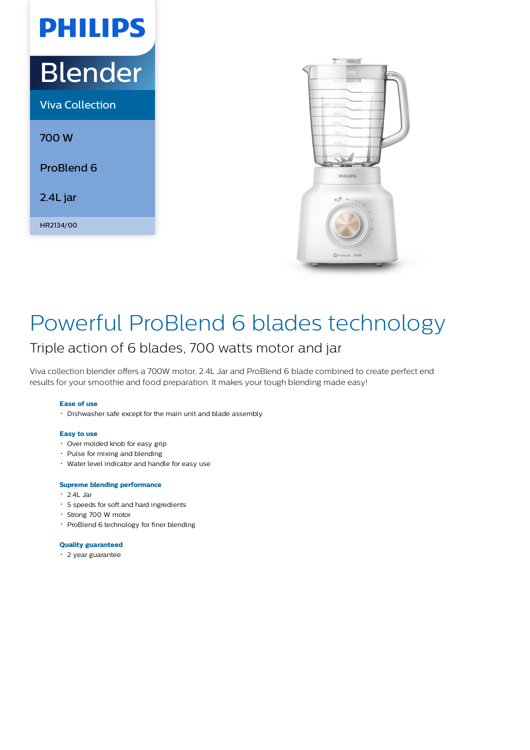PHILIPS

# Blender

Viva Collection

700 W

ProBlend 6

2.4L jar

HR2134/00

# Powerful ProBlend 6 blades technology

## Triple action of 6 blades, 700 watts motor and jar

Viva collection blender offers a 700W motor, 2.4L Jar and ProBlend 6 blade combined to create perfect end results for your smoothie and food preparation. It makes your tough blending made easy!

### Ease of use

- Dishwasher safe except for the main unit and blade assembly

### Easy to use

- Over molded knob for easy grip
- Pulse for mixing and blending
- Water level indicator and handle for easy use

### Supreme blending performance

- 2.4L Jar
- 5 speeds for soft and hard ingredients
- Strong 700 W motor
- ProBlend 6 technology for finer blending

### Quality guaranteed

- 2 year guarantee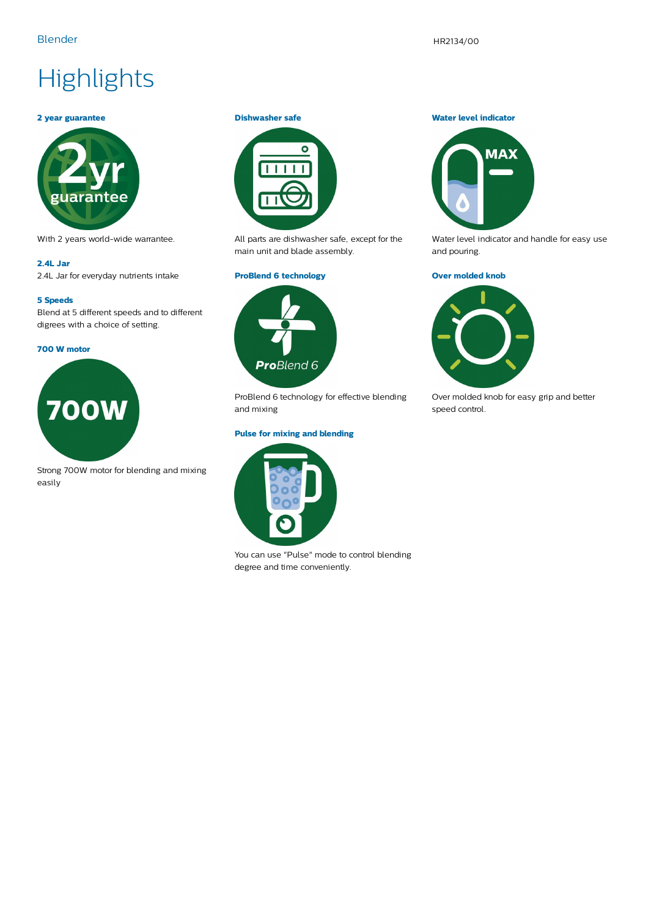# Highlights

### 2 year guarantee

With 2 years world-wide warrantee.

### 2.4L Jar

2.4L Jar for everyday nutrients intake

### 5 Speeds

Blend at 5 different speeds and to different digrees with a choice of setting.

### 700 W motor

Strong 700W motor for blending and mixing easily

### Dishwasher safe

All parts are dishwasher safe, except for the main unit and blade assembly.

### ProBlend 6 technology

ProBlend 6 technology for effective blending and mixing

### Pulse for mixing and blending

You can use "Pulse" mode to control blending degree and time conveniently.

### Water level indicator

Water level indicator and handle for easy use and pouring.

### Over molded knob

Over molded knob for easy grip and better speed control.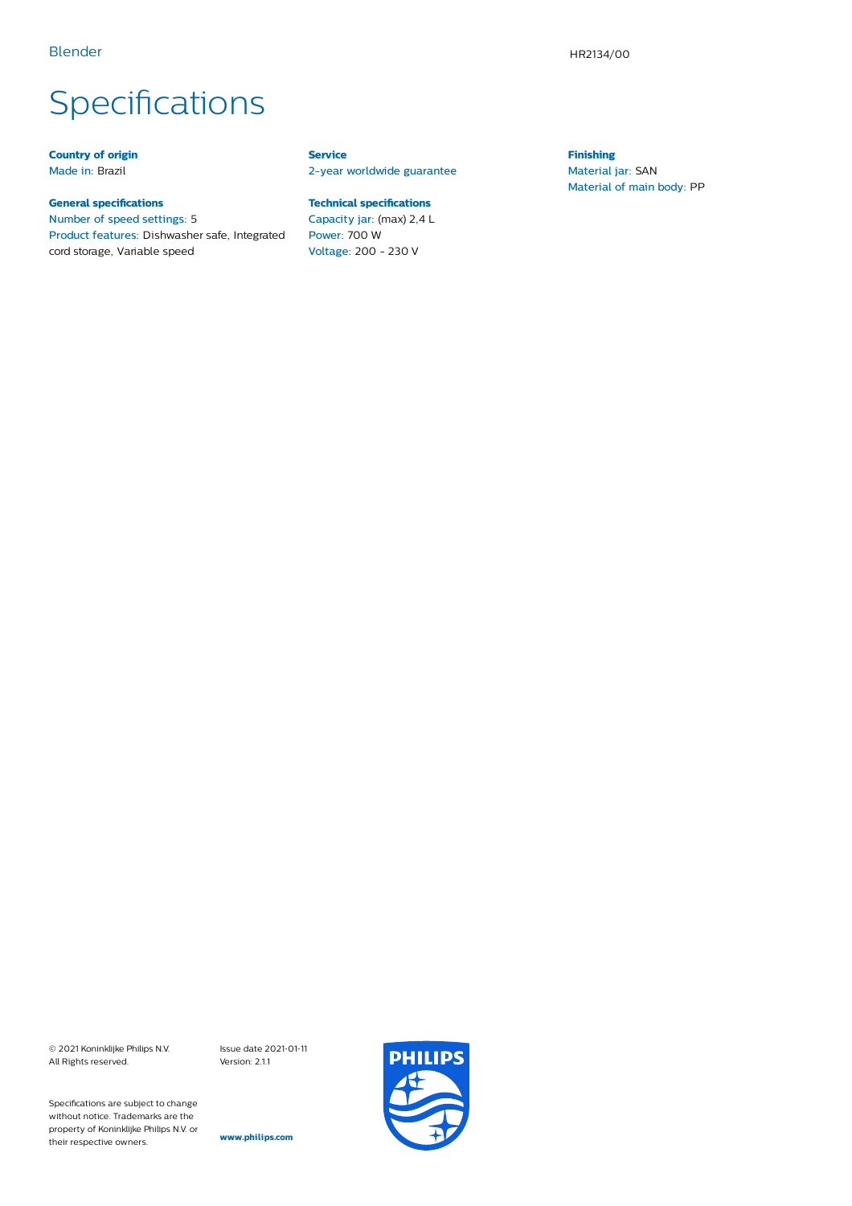# Specifications

### Country of origin
Made in: Brazil

### General specifications
Number of speed settings: 5
Product features: Dishwasher safe, Integrated cord storage, Variable speed

### Service
2-year worldwide guarantee

### Technical specifications
Capacity jar: (max) 2,4 L
Power: 700 W
Voltage: 200 - 230 V

### Finishing
Material jar: SAN
Material of main body: PP

© 2021 Koninklijke Philips N.V.
All Rights reserved.

Specifications are subject to change without notice. Trademarks are the property of Koninklijke Philips N.V. or their respective owners.

Issue date 2021-01-11
Version: 2.1.1

www.philips.com